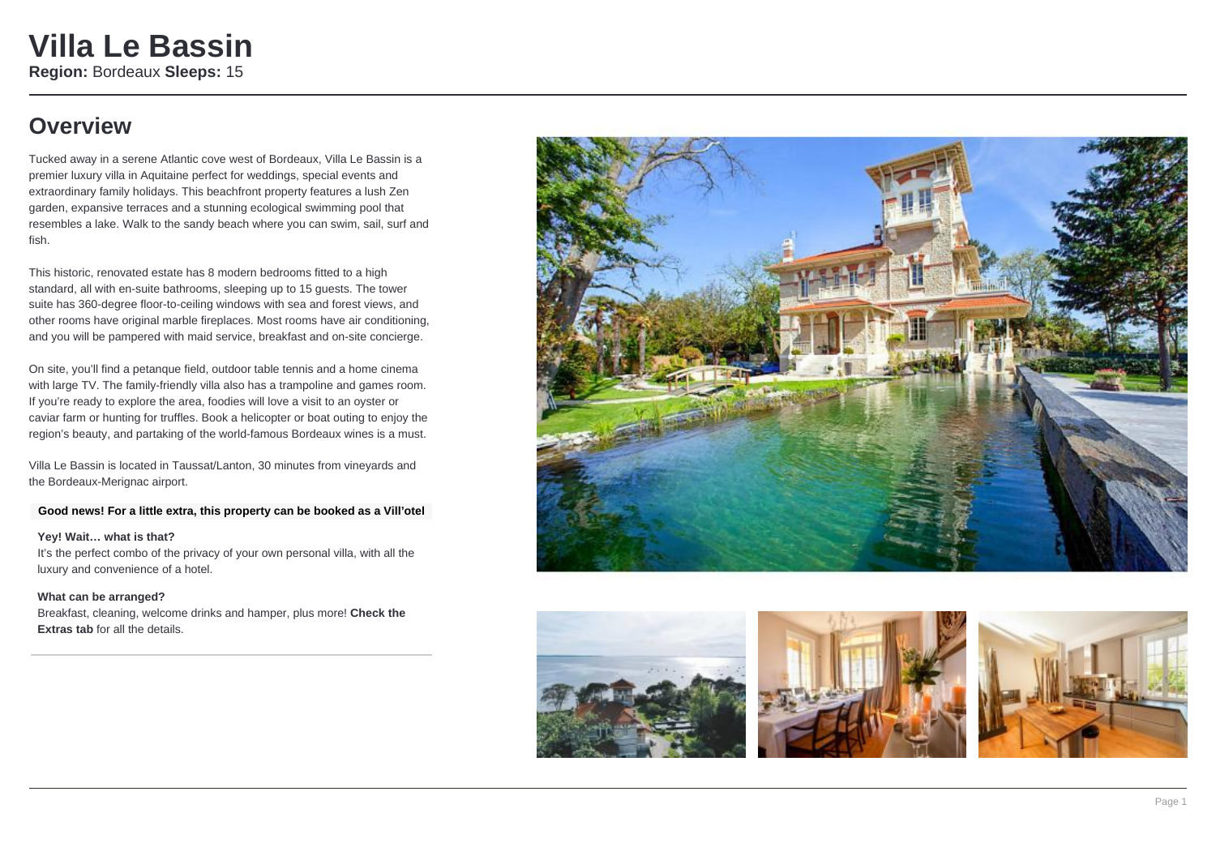# Villa Le Bassin

**Region:** Bordeaux **Sleeps:** 15

## Overview

Tucked away in a serene Atlantic cove west of Bordeaux, Villa Le Bassin is a premier luxury villa in Aquitaine perfect for weddings, special events and extraordinary family holidays. This beachfront property features a lush Zen garden, expansive terraces and a stunning ecological swimming pool that resembles a lake. Walk to the sandy beach where you can swim, sail, surf and fish.

This historic, renovated estate has 8 modern bedrooms fitted to a high standard, all with en-suite bathrooms, sleeping up to 15 guests. The tower suite has 360-degree floor-to-ceiling windows with sea and forest views, and other rooms have original marble fireplaces. Most rooms have air conditioning, and you will be pampered with maid service, breakfast and on-site concierge.

On site, you'll find a petanque field, outdoor table tennis and a home cinema with large TV. The family-friendly villa also has a trampoline and games room. If you're ready to explore the area, foodies will love a visit to an oyster or caviar farm or hunting for truffles. Book a helicopter or boat outing to enjoy the region's beauty, and partaking of the world-famous Bordeaux wines is a must.

Villa Le Bassin is located in Taussat/Lanton, 30 minutes from vineyards and the Bordeaux-Merignac airport.

**Good news! For a little extra, this property can be booked as a Vill'otel**

**Yey! Wait… what is that?**

It's the perfect combo of the privacy of your own personal villa, with all the luxury and convenience of a hotel.

**What can be arranged?**

Breakfast, cleaning, welcome drinks and hamper, plus more! **Check the Extras tab** for all the details.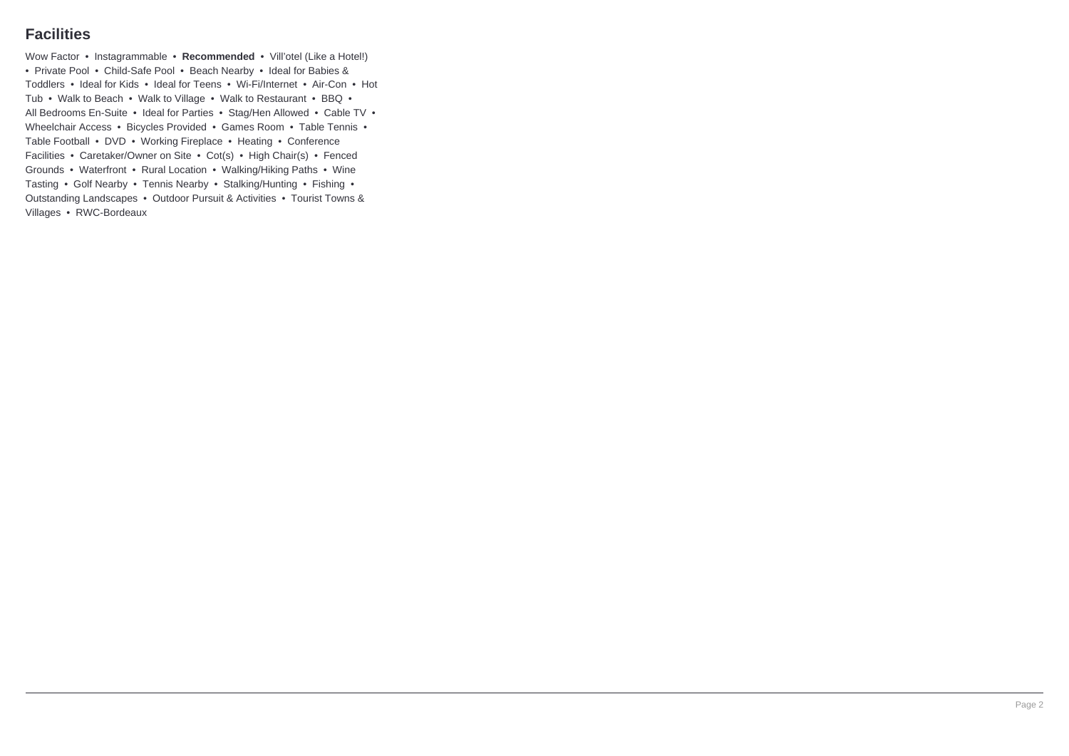## Facilities

Wow Factor • Instagrammable • **Recommended** • Vill'otel (Like a Hotel!) • Private Pool • Child-Safe Pool • Beach Nearby • Ideal for Babies & Toddlers • Ideal for Kids • Ideal for Teens • Wi-Fi/Internet • Air-Con • Hot Tub • Walk to Beach • Walk to Village • Walk to Restaurant • BBQ • All Bedrooms En-Suite • Ideal for Parties • Stag/Hen Allowed • Cable TV • Wheelchair Access • Bicycles Provided • Games Room • Table Tennis • Table Football • DVD • Working Fireplace • Heating • Conference Facilities • Caretaker/Owner on Site • Cot(s) • High Chair(s) • Fenced Grounds • Waterfront • Rural Location • Walking/Hiking Paths • Wine Tasting • Golf Nearby • Tennis Nearby • Stalking/Hunting • Fishing • Outstanding Landscapes • Outdoor Pursuit & Activities • Tourist Towns & Villages • RWC-Bordeaux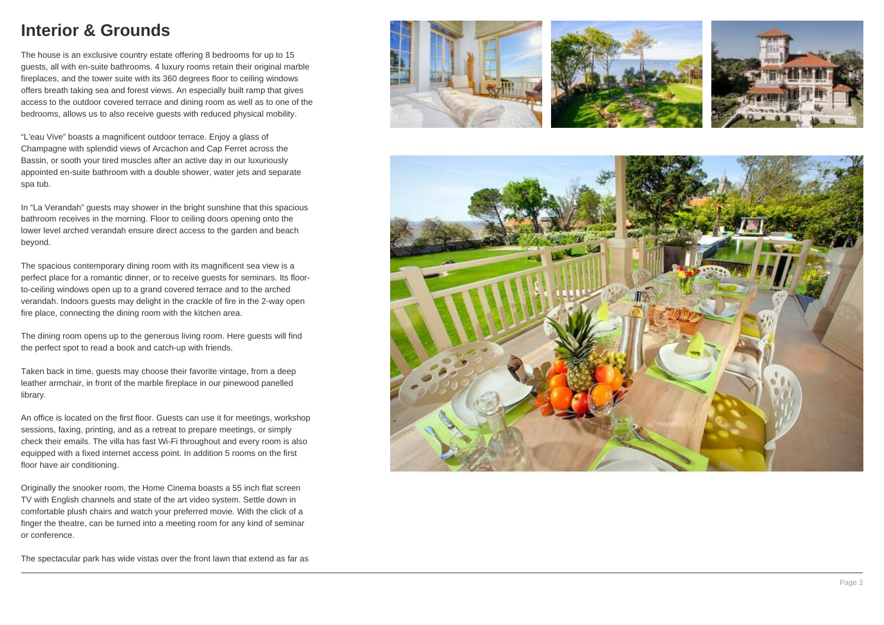# Interior & Grounds

The house is an exclusive country estate offering 8 bedrooms for up to 15 guests, all with en-suite bathrooms. 4 luxury rooms retain their original marble fireplaces, and the tower suite with its 360 degrees floor to ceiling windows offers breath taking sea and forest views. An especially built ramp that gives access to the outdoor covered terrace and dining room as well as to one of the bedrooms, allows us to also receive guests with reduced physical mobility.

"L'eau Vive" boasts a magnificent outdoor terrace. Enjoy a glass of Champagne with splendid views of Arcachon and Cap Ferret across the Bassin, or sooth your tired muscles after an active day in our luxuriously appointed en-suite bathroom with a double shower, water jets and separate spa tub.

In "La Verandah" guests may shower in the bright sunshine that this spacious bathroom receives in the morning. Floor to ceiling doors opening onto the lower level arched verandah ensure direct access to the garden and beach beyond.

The spacious contemporary dining room with its magnificent sea view is a perfect place for a romantic dinner, or to receive guests for seminars. Its floor-to-ceiling windows open up to a grand covered terrace and to the arched verandah. Indoors guests may delight in the crackle of fire in the 2-way open fire place, connecting the dining room with the kitchen area.

The dining room opens up to the generous living room. Here guests will find the perfect spot to read a book and catch-up with friends.

Taken back in time, guests may choose their favorite vintage, from a deep leather armchair, in front of the marble fireplace in our pinewood panelled library.

An office is located on the first floor. Guests can use it for meetings, workshop sessions, faxing, printing, and as a retreat to prepare meetings, or simply check their emails. The villa has fast Wi-Fi throughout and every room is also equipped with a fixed internet access point. In addition 5 rooms on the first floor have air conditioning.

Originally the snooker room, the Home Cinema boasts a 55 inch flat screen TV with English channels and state of the art video system. Settle down in comfortable plush chairs and watch your preferred movie. With the click of a finger the theatre, can be turned into a meeting room for any kind of seminar or conference.

The spectacular park has wide vistas over the front lawn that extend as far as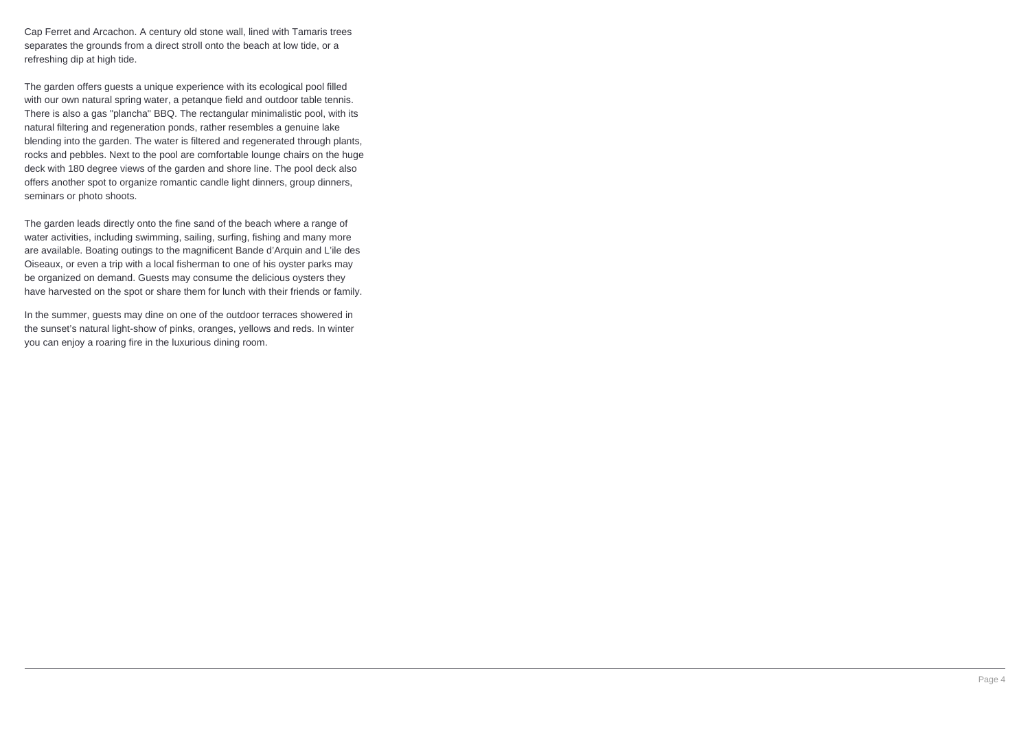Cap Ferret and Arcachon. A century old stone wall, lined with Tamaris trees separates the grounds from a direct stroll onto the beach at low tide, or a refreshing dip at high tide.

The garden offers guests a unique experience with its ecological pool filled with our own natural spring water, a petanque field and outdoor table tennis. There is also a gas "plancha" BBQ. The rectangular minimalistic pool, with its natural filtering and regeneration ponds, rather resembles a genuine lake blending into the garden. The water is filtered and regenerated through plants, rocks and pebbles. Next to the pool are comfortable lounge chairs on the huge deck with 180 degree views of the garden and shore line. The pool deck also offers another spot to organize romantic candle light dinners, group dinners, seminars or photo shoots.

The garden leads directly onto the fine sand of the beach where a range of water activities, including swimming, sailing, surfing, fishing and many more are available. Boating outings to the magnificent Bande d'Arquin and L'ile des Oiseaux, or even a trip with a local fisherman to one of his oyster parks may be organized on demand. Guests may consume the delicious oysters they have harvested on the spot or share them for lunch with their friends or family.

In the summer, guests may dine on one of the outdoor terraces showered in the sunset's natural light-show of pinks, oranges, yellows and reds. In winter you can enjoy a roaring fire in the luxurious dining room.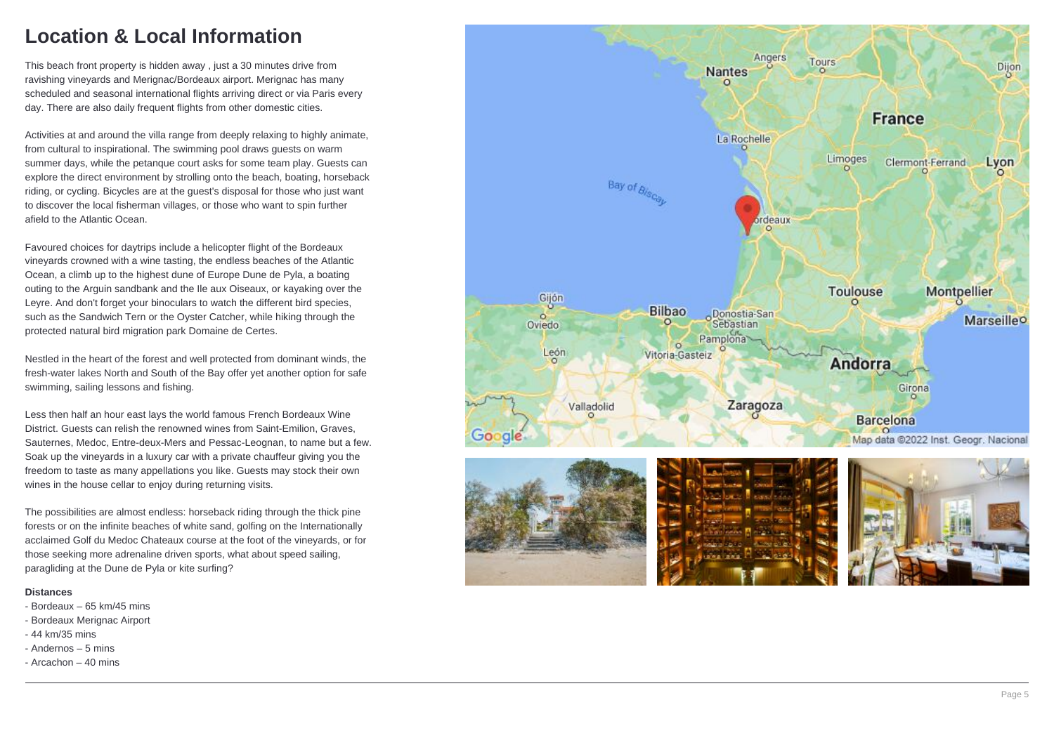# Location & Local Information

This beach front property is hidden away , just a 30 minutes drive from ravishing vineyards and Merignac/Bordeaux airport. Merignac has many scheduled and seasonal international flights arriving direct or via Paris every day. There are also daily frequent flights from other domestic cities.

Activities at and around the villa range from deeply relaxing to highly animate, from cultural to inspirational. The swimming pool draws guests on warm summer days, while the petanque court asks for some team play. Guests can explore the direct environment by strolling onto the beach, boating, horseback riding, or cycling. Bicycles are at the guest's disposal for those who just want to discover the local fisherman villages, or those who want to spin further afield to the Atlantic Ocean.

Favoured choices for daytrips include a helicopter flight of the Bordeaux vineyards crowned with a wine tasting, the endless beaches of the Atlantic Ocean, a climb up to the highest dune of Europe Dune de Pyla, a boating outing to the Arguin sandbank and the Ile aux Oiseaux, or kayaking over the Leyre. And don't forget your binoculars to watch the different bird species, such as the Sandwich Tern or the Oyster Catcher, while hiking through the protected natural bird migration park Domaine de Certes.

Nestled in the heart of the forest and well protected from dominant winds, the fresh-water lakes North and South of the Bay offer yet another option for safe swimming, sailing lessons and fishing.

Less then half an hour east lays the world famous French Bordeaux Wine District. Guests can relish the renowned wines from Saint-Emilion, Graves, Sauternes, Medoc, Entre-deux-Mers and Pessac-Leognan, to name but a few. Soak up the vineyards in a luxury car with a private chauffeur giving you the freedom to taste as many appellations you like. Guests may stock their own wines in the house cellar to enjoy during returning visits.

The possibilities are almost endless: horseback riding through the thick pine forests or on the infinite beaches of white sand, golfing on the Internationally acclaimed Golf du Medoc Chateaux course at the foot of the vineyards, or for those seeking more adrenaline driven sports, what about speed sailing, paragliding at the Dune de Pyla or kite surfing?

**Distances**

- Bordeaux – 65 km/45 mins
- Bordeaux Merignac Airport
- 44 km/35 mins
- Andernos – 5 mins
- Arcachon – 40 mins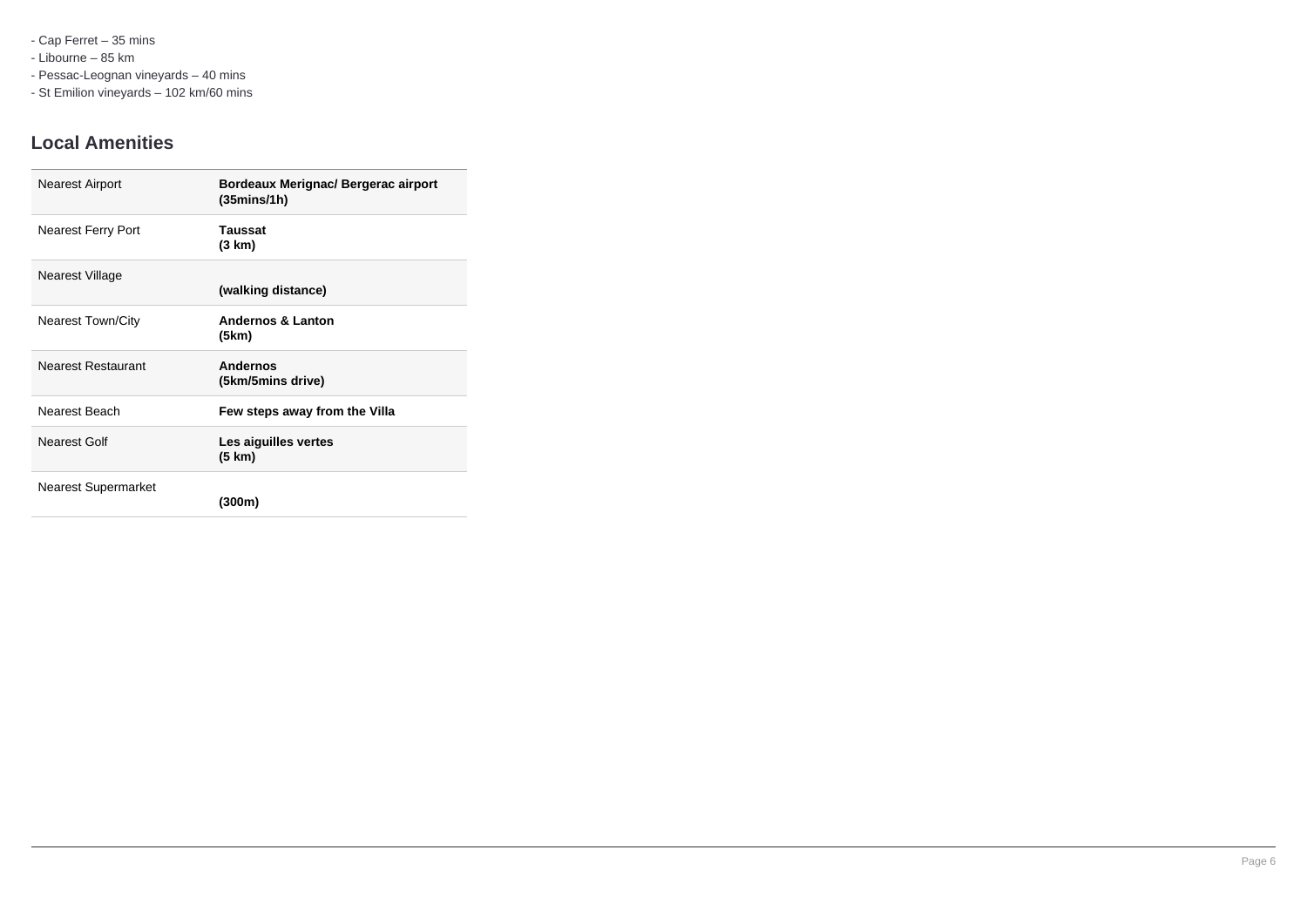- Cap Ferret – 35 mins
- Libourne – 85 km
- Pessac-Leognan vineyards – 40 mins
- St Emilion vineyards – 102 km/60 mins

## Local Amenities

| | |
|---|---|
| Nearest Airport | **Bordeaux Merignac/ Bergerac airport (35mins/1h)** |
| Nearest Ferry Port | **Taussat (3 km)** |
| Nearest Village | **(walking distance)** |
| Nearest Town/City | **Andernos & Lanton (5km)** |
| Nearest Restaurant | **Andernos (5km/5mins drive)** |
| Nearest Beach | **Few steps away from the Villa** |
| Nearest Golf | **Les aiguilles vertes (5 km)** |
| Nearest Supermarket | **(300m)** |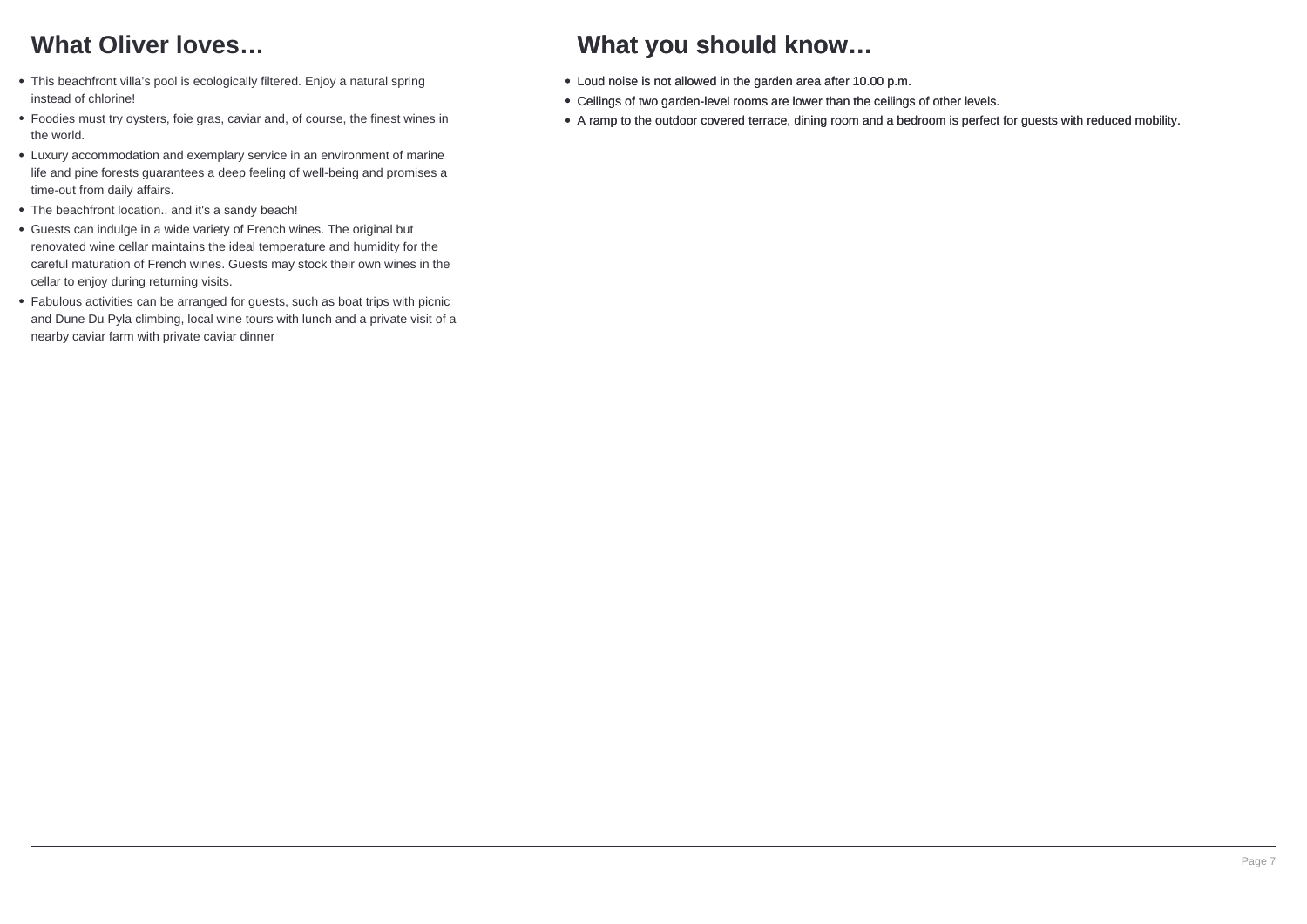## What Oliver loves…

- This beachfront villa's pool is ecologically filtered. Enjoy a natural spring instead of chlorine!
- Foodies must try oysters, foie gras, caviar and, of course, the finest wines in the world.
- Luxury accommodation and exemplary service in an environment of marine life and pine forests guarantees a deep feeling of well-being and promises a time-out from daily affairs.
- The beachfront location.. and it's a sandy beach!
- Guests can indulge in a wide variety of French wines. The original but renovated wine cellar maintains the ideal temperature and humidity for the careful maturation of French wines. Guests may stock their own wines in the cellar to enjoy during returning visits.
- Fabulous activities can be arranged for guests, such as boat trips with picnic and Dune Du Pyla climbing, local wine tours with lunch and a private visit of a nearby caviar farm with private caviar dinner

## What you should know…

- Loud noise is not allowed in the garden area after 10.00 p.m.
- Ceilings of two garden-level rooms are lower than the ceilings of other levels.
- A ramp to the outdoor covered terrace, dining room and a bedroom is perfect for guests with reduced mobility.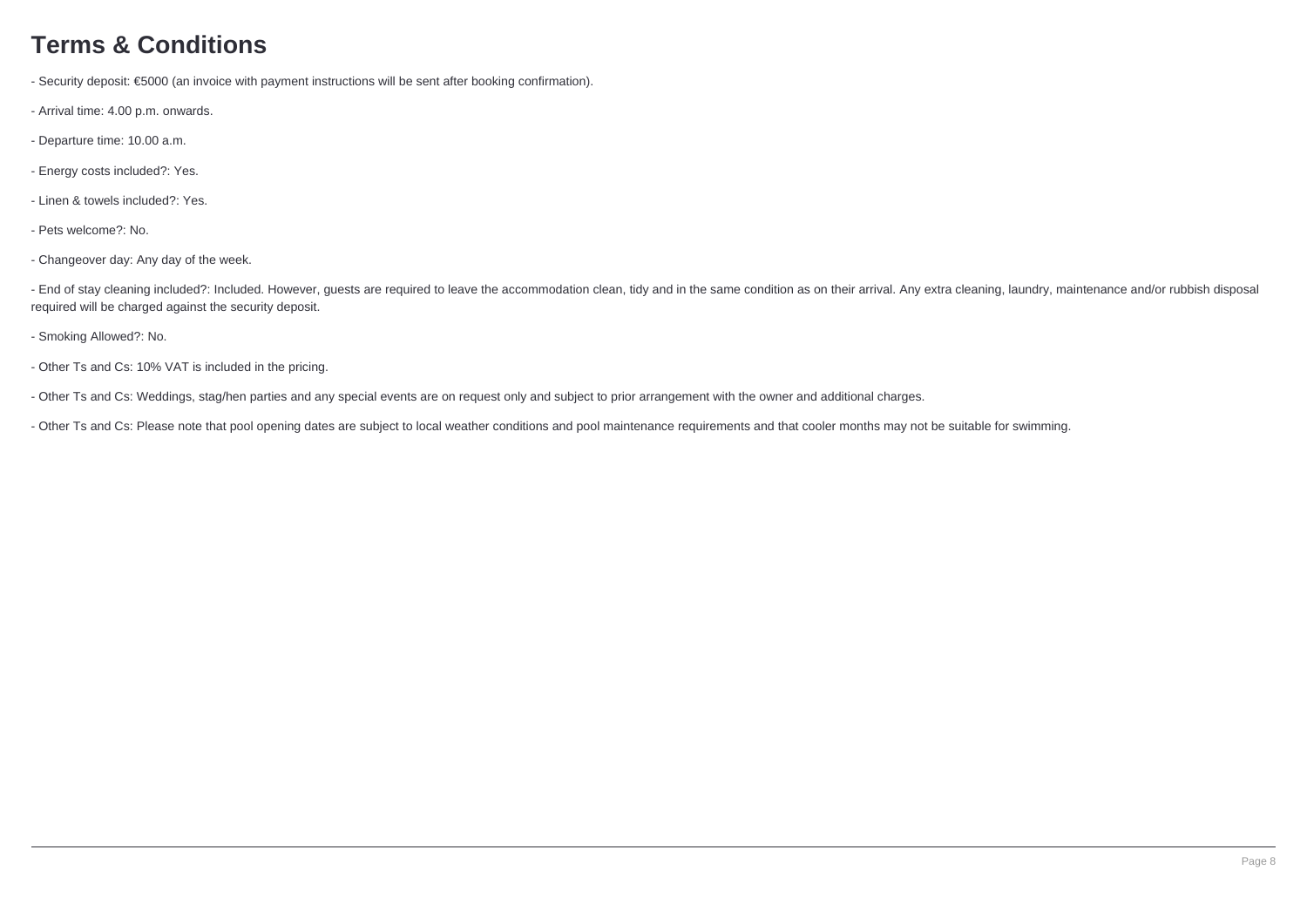# Terms & Conditions

- Security deposit: €5000 (an invoice with payment instructions will be sent after booking confirmation).

- Arrival time: 4.00 p.m. onwards.

- Departure time: 10.00 a.m.

- Energy costs included?: Yes.

- Linen & towels included?: Yes.

- Pets welcome?: No.

- Changeover day: Any day of the week.

- End of stay cleaning included?: Included. However, guests are required to leave the accommodation clean, tidy and in the same condition as on their arrival. Any extra cleaning, laundry, maintenance and/or rubbish disposal required will be charged against the security deposit.

- Smoking Allowed?: No.

- Other Ts and Cs: 10% VAT is included in the pricing.

- Other Ts and Cs: Weddings, stag/hen parties and any special events are on request only and subject to prior arrangement with the owner and additional charges.

- Other Ts and Cs: Please note that pool opening dates are subject to local weather conditions and pool maintenance requirements and that cooler months may not be suitable for swimming.